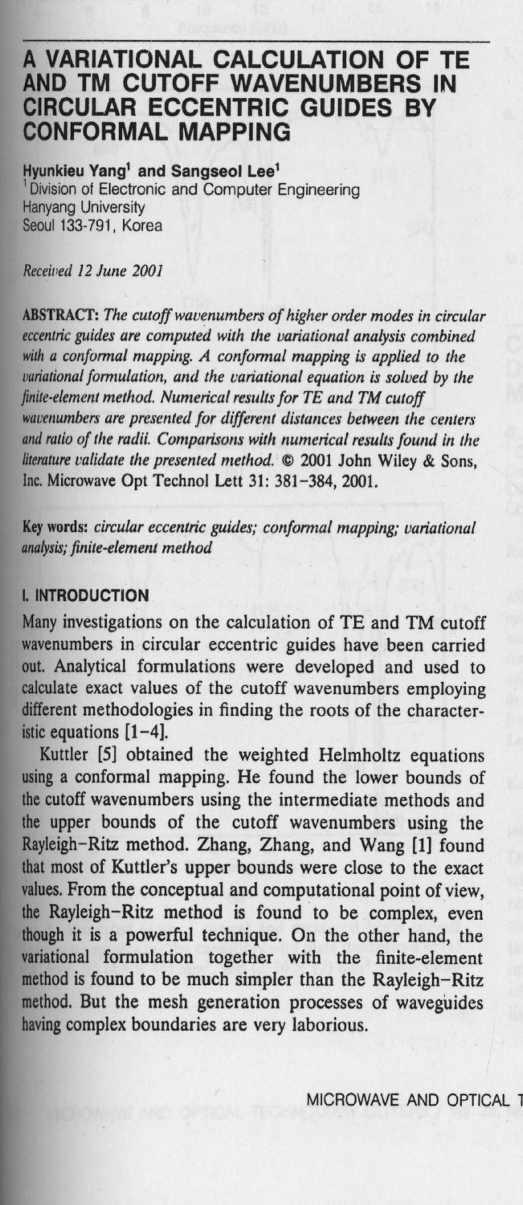# A VARIATIONAL CALCULATION OF TE AND TM CUTOFF WAVENUMBERS IN CIRCULAR ECCENTRIC GUIDES BY CONFORMAL MAPPING

**Hyunkieu Yang[1] and Sangseol Lee[1]**
[1] Division of Electronic and Computer Engineering
Hanyang University
Seoul 133-791, Korea

*Received 12 June 2001*

**ABSTRACT:** *The cutoff wavenumbers of higher order modes in circular eccentric guides are computed with the variational analysis combined with a conformal mapping. A conformal mapping is applied to the variational formulation, and the variational equation is solved by the finite-element method. Numerical results for TE and TM cutoff wavenumbers are presented for different distances between the centers and ratio of the radii. Comparisons with numerical results found in the literature validate the presented method.* © 2001 John Wiley & Sons, Inc. Microwave Opt Technol Lett 31: 381–384, 2001.

**Key words:** *circular eccentric guides; conformal mapping; variational analysis; finite-element method*

## I. INTRODUCTION

Many investigations on the calculation of TE and TM cutoff wavenumbers in circular eccentric guides have been carried out. Analytical formulations were developed and used to calculate exact values of the cutoff wavenumbers employing different methodologies in finding the roots of the characteristic equations [1–4].

Kuttler [5] obtained the weighted Helmholtz equations using a conformal mapping. He found the lower bounds of the cutoff wavenumbers using the intermediate methods and the upper bounds of the cutoff wavenumbers using the Rayleigh–Ritz method. Zhang, Zhang, and Wang [1] found that most of Kuttler's upper bounds were close to the exact values. From the conceptual and computational point of view, the Rayleigh–Ritz method is found to be complex, even though it is a powerful technique. On the other hand, the variational formulation together with the finite-element method is found to be much simpler than the Rayleigh–Ritz method. But the mesh generation processes of waveguides having complex boundaries are very laborious.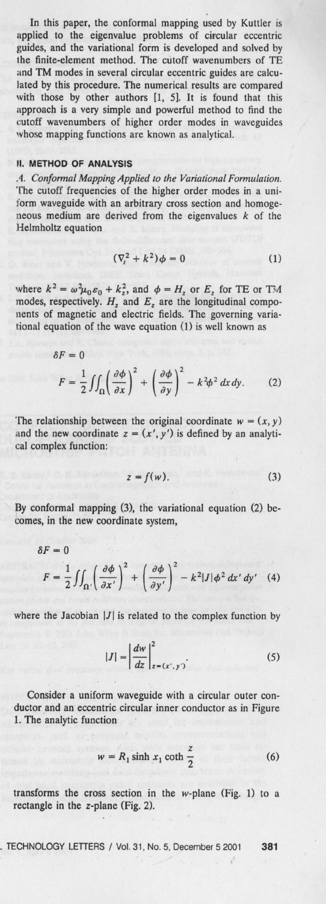In this paper, the conformal mapping used by Kuttler is applied to the eigenvalue problems of circular eccentric guides, and the variational form is developed and solved by the finite-element method. The cutoff wavenumbers of TE and TM modes in several circular eccentric guides are calculated by this procedure. The numerical results are compared with those by other authors [1, 5]. It is found that this approach is a very simple and powerful method to find the cutoff wavenumbers of higher order modes in waveguides whose mapping functions are known as analytical.

## II. METHOD OF ANALYSIS

*A. Conformal Mapping Applied to the Variational Formulation.* The cutoff frequencies of the higher order modes in a uniform waveguide with an arbitrary cross section and homogeneous medium are derived from the eigenvalues $k$ of the Helmholtz equation

$$(\nabla_t^2 + k^2)\phi = 0 \tag{1}$$

where $k^2 = \omega^2\mu_0\varepsilon_0 + k_z^2$, and $\phi = H_z$ or $E_z$ for TE or TM modes, respectively. $H_z$ and $E_z$ are the longitudinal components of magnetic and electric fields. The governing variational equation of the wave equation (1) is well known as

$$\delta F = 0$$

$$F = \frac{1}{2}\iint_{\Omega}\left(\frac{\partial \phi}{\partial x}\right)^2 + \left(\frac{\partial \phi}{\partial y}\right)^2 - k^2\phi^2\, dx\, dy. \tag{2}$$

The relationship between the original coordinate $w = (x, y)$ and the new coordinate $z = (x', y')$ is defined by an analytical complex function:

$$z = f(w). \tag{3}$$

By conformal mapping (3), the variational equation (2) becomes, in the new coordinate system,

$$\delta F = 0$$

$$F = \frac{1}{2}\iint_{\Omega'}\left(\frac{\partial \phi}{\partial x'}\right)^2 + \left(\frac{\partial \phi}{\partial y'}\right)^2 - k^2|J|\phi^2\, dx'\, dy' \tag{4}$$

where the Jacobian $|J|$ is related to the complex function by

$$|J| = \left|\frac{dw}{dz}\right|^2_{z=(x',y')}. \tag{5}$$

Consider a uniform waveguide with a circular outer conductor and an eccentric circular inner conductor as in Figure 1. The analytic function

$$w = R_1 \sinh x_1 \coth \frac{z}{2} \tag{6}$$

transforms the cross section in the $w$-plane (Fig. 1) to a rectangle in the $z$-plane (Fig. 2).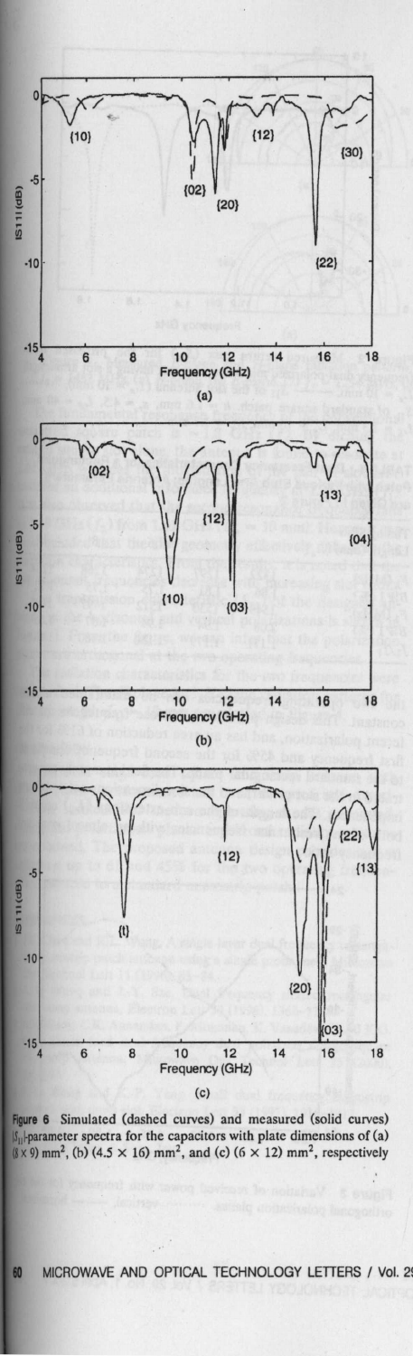Figure 6 Simulated (dashed curves) and measured (solid curves) $|S_{11}|$-parameter spectra for the capacitors with plate dimensions of (a) $(8 \times 9)$ mm$^2$, (b) $(4.5 \times 16)$ mm$^2$, and (c) $(6 \times 12)$ mm$^2$, respectively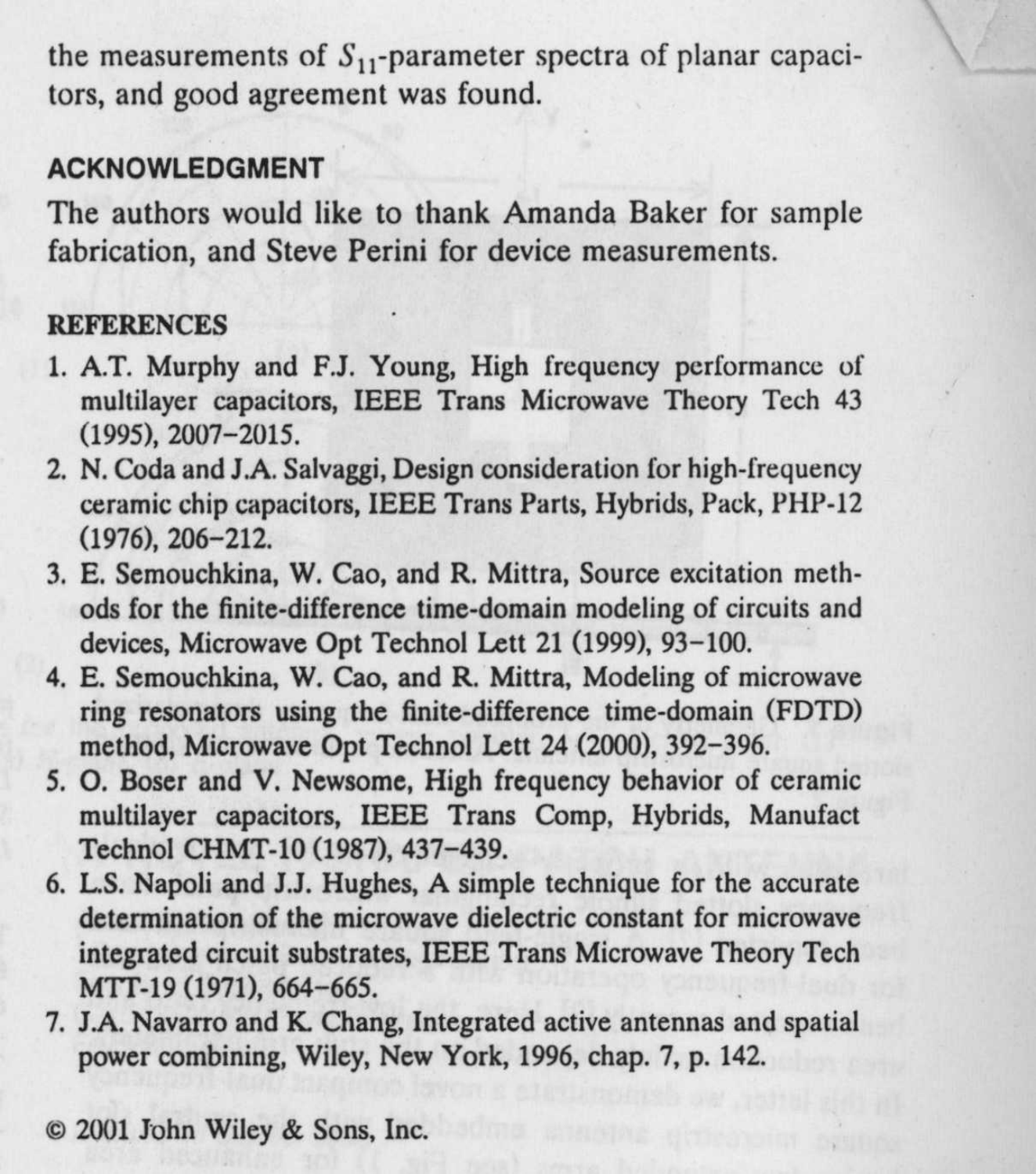the measurements of $S_{11}$-parameter spectra of planar capacitors, and good agreement was found.

## ACKNOWLEDGMENT

The authors would like to thank Amanda Baker for sample fabrication, and Steve Perini for device measurements.

## REFERENCES

1. A.T. Murphy and F.J. Young, High frequency performance of multilayer capacitors, IEEE Trans Microwave Theory Tech 43 (1995), 2007–2015.
2. N. Coda and J.A. Salvaggi, Design consideration for high-frequency ceramic chip capacitors, IEEE Trans Parts, Hybrids, Pack, PHP-12 (1976), 206–212.
3. E. Semouchkina, W. Cao, and R. Mittra, Source excitation methods for the finite-difference time-domain modeling of circuits and devices, Microwave Opt Technol Lett 21 (1999), 93–100.
4. E. Semouchkina, W. Cao, and R. Mittra, Modeling of microwave ring resonators using the finite-difference time-domain (FDTD) method, Microwave Opt Technol Lett 24 (2000), 392–396.
5. O. Boser and V. Newsome, High frequency behavior of ceramic multilayer capacitors, IEEE Trans Comp, Hybrids, Manufact Technol CHMT-10 (1987), 437–439.
6. L.S. Napoli and J.J. Hughes, A simple technique for the accurate determination of the microwave dielectric constant for microwave integrated circuit substrates, IEEE Trans Microwave Theory Tech MTT-19 (1971), 664–665.
7. J.A. Navarro and K. Chang, Integrated active antennas and spatial power combining, Wiley, New York, 1996, chap. 7, p. 142.

© 2001 John Wiley & Sons, Inc.